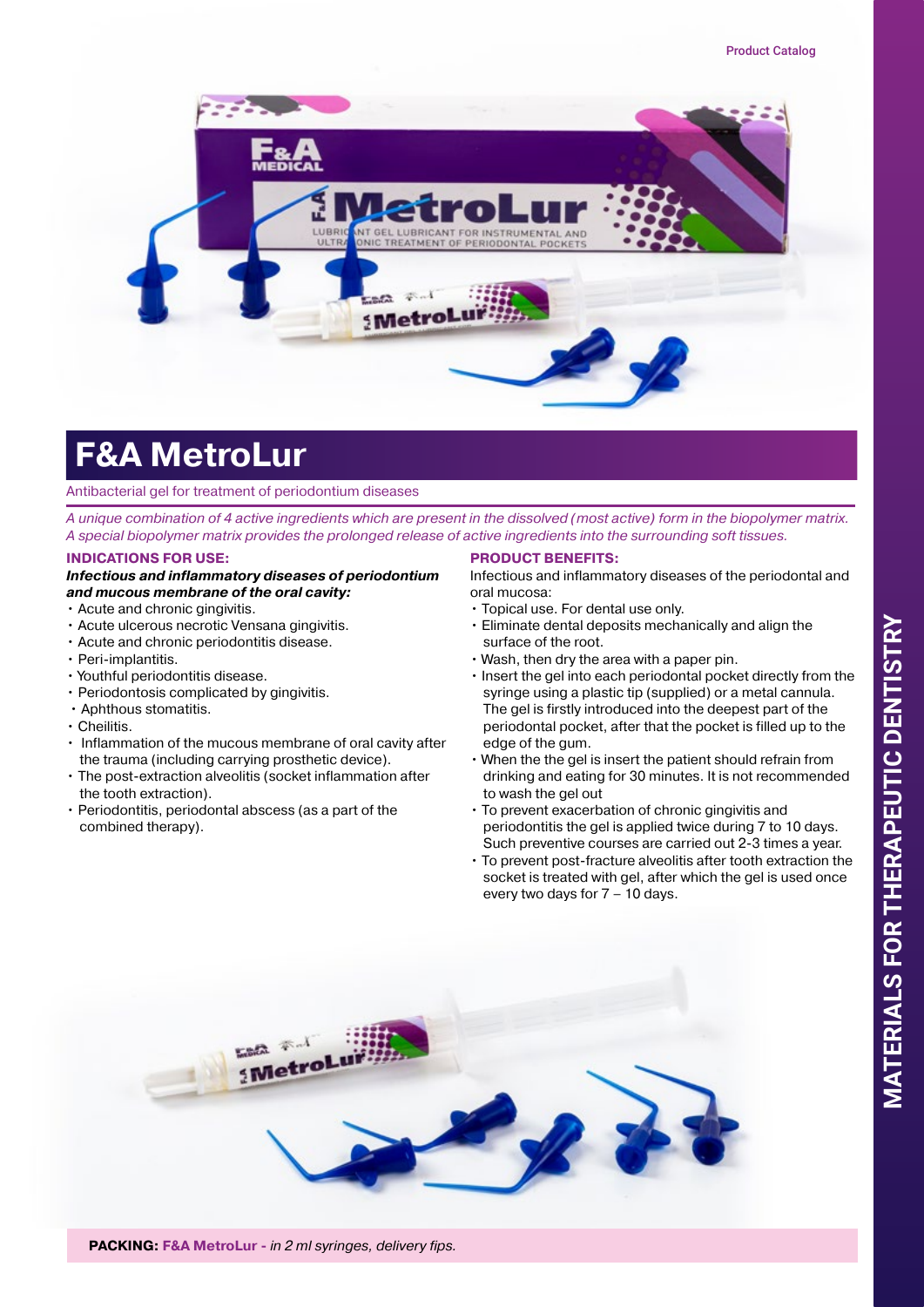# F&A MetroLur

Antibacterial gel for treatment of periodontium diseases

*A unique combination of 4 active ingredients which are present in the dissolved (most active) form in the biopolymer matrix. A special biopolymer matrix provides the prolonged release of active ingredients into the surrounding soft tissues.*

**INDICATIONS FOR USE:**

***Infectious and inflammatory diseases of periodontium and mucous membrane of the oral cavity:***

- Acute and chronic gingivitis.
- Acute ulcerous necrotic Vensana gingivitis.
- Acute and chronic periodontitis disease.
- Peri-implantitis.
- Youthful periodontitis disease.
- Periodontosis complicated by gingivitis.
- Aphthous stomatitis.
- Cheilitis.
- Inflammation of the mucous membrane of oral cavity after the trauma (including carrying prosthetic device).
- The post-extraction alveolitis (socket inflammation after the tooth extraction).
- Periodontitis, periodontal abscess (as a part of the combined therapy).

**PRODUCT BENEFITS:**

Infectious and inflammatory diseases of the periodontal and oral mucosa:

- Topical use. For dental use only.
- Eliminate dental deposits mechanically and align the surface of the root.
- Wash, then dry the area with a paper pin.
- Insert the gel into each periodontal pocket directly from the syringe using a plastic tip (supplied) or a metal cannula. The gel is firstly introduced into the deepest part of the periodontal pocket, after that the pocket is filled up to the edge of the gum.
- When the the gel is insert the patient should refrain from drinking and eating for 30 minutes. It is not recommended to wash the gel out
- To prevent exacerbation of chronic gingivitis and periodontitis the gel is applied twice during 7 to 10 days. Such preventive courses are carried out 2-3 times a year.
- To prevent post-fracture alveolitis after tooth extraction the socket is treated with gel, after which the gel is used once every two days for 7 – 10 days.

**PACKING:** **F&A MetroLur** - *in 2 ml syringes, delivery fips.*